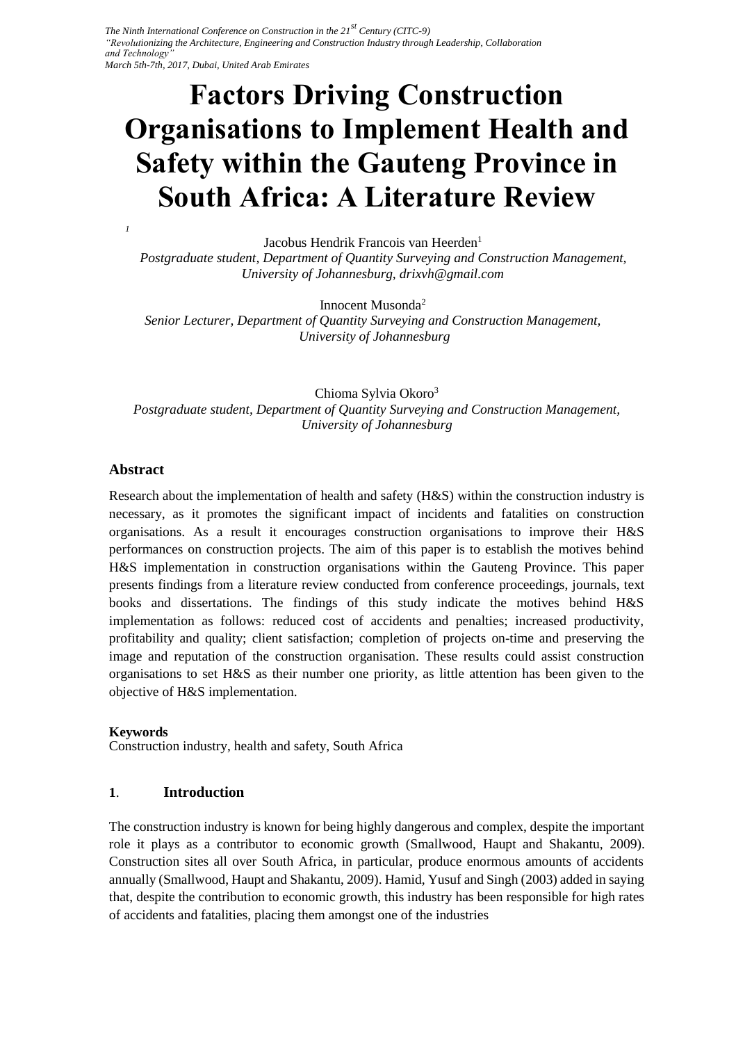# Factors Driving Construction Organisations to Implement Health and Safety within the Gauteng Province in South Africa: A Literature Review

Jacobus Hendrik Francois van Heerden[1]
*Postgraduate student, Department of Quantity Surveying and Construction Management, University of Johannesburg, drixvh@gmail.com*

Innocent Musonda[2]
*Senior Lecturer, Department of Quantity Surveying and Construction Management, University of Johannesburg*

Chioma Sylvia Okoro[3]
*Postgraduate student, Department of Quantity Surveying and Construction Management, University of Johannesburg*

## Abstract

Research about the implementation of health and safety (H&S) within the construction industry is necessary, as it promotes the significant impact of incidents and fatalities on construction organisations. As a result it encourages construction organisations to improve their H&S performances on construction projects. The aim of this paper is to establish the motives behind H&S implementation in construction organisations within the Gauteng Province. This paper presents findings from a literature review conducted from conference proceedings, journals, text books and dissertations. The findings of this study indicate the motives behind H&S implementation as follows: reduced cost of accidents and penalties; increased productivity, profitability and quality; client satisfaction; completion of projects on-time and preserving the image and reputation of the construction organisation. These results could assist construction organisations to set H&S as their number one priority, as little attention has been given to the objective of H&S implementation.

### Keywords

Construction industry, health and safety, South Africa

## 1. Introduction

The construction industry is known for being highly dangerous and complex, despite the important role it plays as a contributor to economic growth (Smallwood, Haupt and Shakantu, 2009). Construction sites all over South Africa, in particular, produce enormous amounts of accidents annually (Smallwood, Haupt and Shakantu, 2009). Hamid, Yusuf and Singh (2003) added in saying that, despite the contribution to economic growth, this industry has been responsible for high rates of accidents and fatalities, placing them amongst one of the industries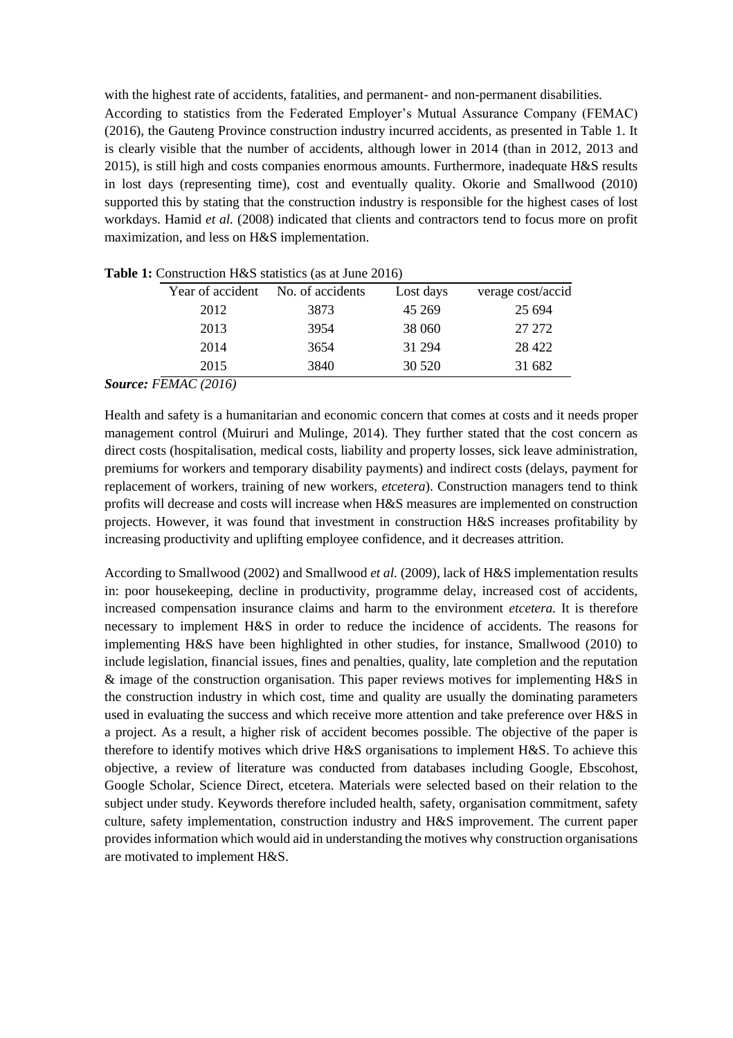with the highest rate of accidents, fatalities, and permanent- and non-permanent disabilities. According to statistics from the Federated Employer's Mutual Assurance Company (FEMAC) (2016), the Gauteng Province construction industry incurred accidents, as presented in Table 1. It is clearly visible that the number of accidents, although lower in 2014 (than in 2012, 2013 and 2015), is still high and costs companies enormous amounts. Furthermore, inadequate H&S results in lost days (representing time), cost and eventually quality. Okorie and Smallwood (2010) supported this by stating that the construction industry is responsible for the highest cases of lost workdays. Hamid *et al.* (2008) indicated that clients and contractors tend to focus more on profit maximization, and less on H&S implementation.

**Table 1:** Construction H&S statistics (as at June 2016)

| Year of accident | No. of accidents | Lost days | verage cost/accid |
|---|---|---|---|
| 2012 | 3873 | 45 269 | 25 694 |
| 2013 | 3954 | 38 060 | 27 272 |
| 2014 | 3654 | 31 294 | 28 422 |
| 2015 | 3840 | 30 520 | 31 682 |

***Source:*** *FEMAC (2016)*

Health and safety is a humanitarian and economic concern that comes at costs and it needs proper management control (Muiruri and Mulinge, 2014). They further stated that the cost concern as direct costs (hospitalisation, medical costs, liability and property losses, sick leave administration, premiums for workers and temporary disability payments) and indirect costs (delays, payment for replacement of workers, training of new workers, *etcetera*). Construction managers tend to think profits will decrease and costs will increase when H&S measures are implemented on construction projects. However, it was found that investment in construction H&S increases profitability by increasing productivity and uplifting employee confidence, and it decreases attrition.

According to Smallwood (2002) and Smallwood *et al.* (2009), lack of H&S implementation results in: poor housekeeping, decline in productivity, programme delay, increased cost of accidents, increased compensation insurance claims and harm to the environment *etcetera.* It is therefore necessary to implement H&S in order to reduce the incidence of accidents. The reasons for implementing H&S have been highlighted in other studies, for instance, Smallwood (2010) to include legislation, financial issues, fines and penalties, quality, late completion and the reputation & image of the construction organisation. This paper reviews motives for implementing H&S in the construction industry in which cost, time and quality are usually the dominating parameters used in evaluating the success and which receive more attention and take preference over H&S in a project. As a result, a higher risk of accident becomes possible. The objective of the paper is therefore to identify motives which drive H&S organisations to implement H&S. To achieve this objective, a review of literature was conducted from databases including Google, Ebscohost, Google Scholar, Science Direct, etcetera. Materials were selected based on their relation to the subject under study. Keywords therefore included health, safety, organisation commitment, safety culture, safety implementation, construction industry and H&S improvement. The current paper provides information which would aid in understanding the motives why construction organisations are motivated to implement H&S.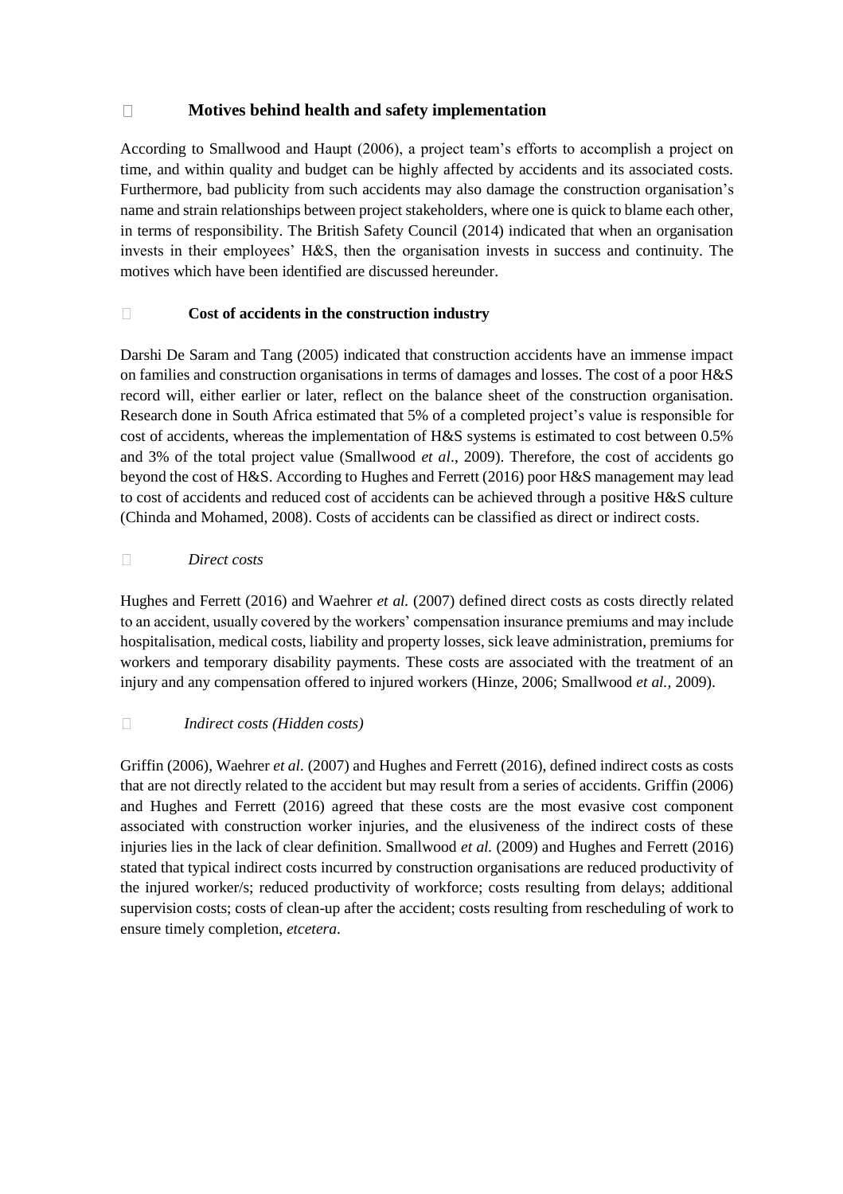## Motives behind health and safety implementation

According to Smallwood and Haupt (2006), a project team's efforts to accomplish a project on time, and within quality and budget can be highly affected by accidents and its associated costs. Furthermore, bad publicity from such accidents may also damage the construction organisation's name and strain relationships between project stakeholders, where one is quick to blame each other, in terms of responsibility. The British Safety Council (2014) indicated that when an organisation invests in their employees' H&S, then the organisation invests in success and continuity. The motives which have been identified are discussed hereunder.

### Cost of accidents in the construction industry

Darshi De Saram and Tang (2005) indicated that construction accidents have an immense impact on families and construction organisations in terms of damages and losses. The cost of a poor H&S record will, either earlier or later, reflect on the balance sheet of the construction organisation. Research done in South Africa estimated that 5% of a completed project's value is responsible for cost of accidents, whereas the implementation of H&S systems is estimated to cost between 0.5% and 3% of the total project value (Smallwood *et al*., 2009). Therefore, the cost of accidents go beyond the cost of H&S. According to Hughes and Ferrett (2016) poor H&S management may lead to cost of accidents and reduced cost of accidents can be achieved through a positive H&S culture (Chinda and Mohamed, 2008). Costs of accidents can be classified as direct or indirect costs.

#### *Direct costs*

Hughes and Ferrett (2016) and Waehrer *et al.* (2007) defined direct costs as costs directly related to an accident, usually covered by the workers' compensation insurance premiums and may include hospitalisation, medical costs, liability and property losses, sick leave administration, premiums for workers and temporary disability payments. These costs are associated with the treatment of an injury and any compensation offered to injured workers (Hinze, 2006; Smallwood *et al.,* 2009).

#### *Indirect costs (Hidden costs)*

Griffin (2006), Waehrer *et al.* (2007) and Hughes and Ferrett (2016), defined indirect costs as costs that are not directly related to the accident but may result from a series of accidents. Griffin (2006) and Hughes and Ferrett (2016) agreed that these costs are the most evasive cost component associated with construction worker injuries, and the elusiveness of the indirect costs of these injuries lies in the lack of clear definition. Smallwood *et al.* (2009) and Hughes and Ferrett (2016) stated that typical indirect costs incurred by construction organisations are reduced productivity of the injured worker/s; reduced productivity of workforce; costs resulting from delays; additional supervision costs; costs of clean-up after the accident; costs resulting from rescheduling of work to ensure timely completion, *etcetera*.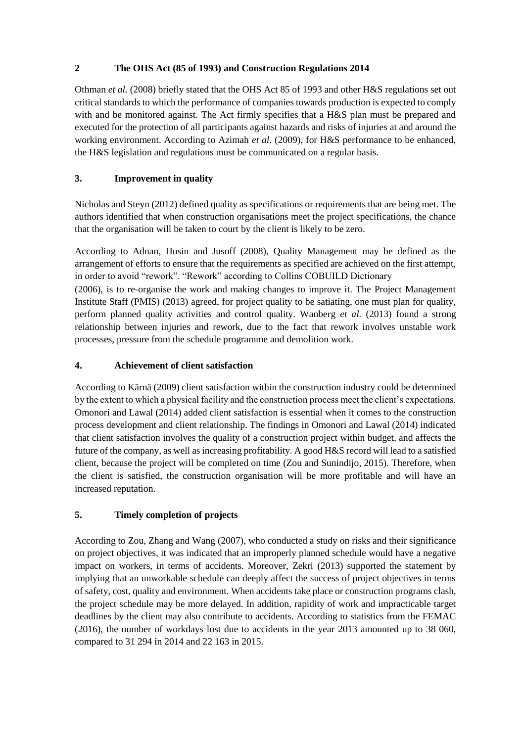## 2 The OHS Act (85 of 1993) and Construction Regulations 2014

Othman *et al.* (2008) briefly stated that the OHS Act 85 of 1993 and other H&S regulations set out critical standards to which the performance of companies towards production is expected to comply with and be monitored against. The Act firmly specifies that a H&S plan must be prepared and executed for the protection of all participants against hazards and risks of injuries at and around the working environment. According to Azimah *et al.* (2009), for H&S performance to be enhanced, the H&S legislation and regulations must be communicated on a regular basis.

## 3. Improvement in quality

Nicholas and Steyn (2012) defined quality as specifications or requirements that are being met. The authors identified that when construction organisations meet the project specifications, the chance that the organisation will be taken to court by the client is likely to be zero.

According to Adnan, Husin and Jusoff (2008), Quality Management may be defined as the arrangement of efforts to ensure that the requirements as specified are achieved on the first attempt, in order to avoid "rework". "Rework" according to Collins COBUILD Dictionary (2006), is to re-organise the work and making changes to improve it. The Project Management Institute Staff (PMIS) (2013) agreed, for project quality to be satiating, one must plan for quality, perform planned quality activities and control quality. Wanberg *et al.* (2013) found a strong relationship between injuries and rework, due to the fact that rework involves unstable work processes, pressure from the schedule programme and demolition work.

## 4. Achievement of client satisfaction

According to Kärnä (2009) client satisfaction within the construction industry could be determined by the extent to which a physical facility and the construction process meet the client's expectations. Omonori and Lawal (2014) added client satisfaction is essential when it comes to the construction process development and client relationship. The findings in Omonori and Lawal (2014) indicated that client satisfaction involves the quality of a construction project within budget, and affects the future of the company, as well as increasing profitability. A good H&S record will lead to a satisfied client, because the project will be completed on time (Zou and Sunindijo, 2015). Therefore, when the client is satisfied, the construction organisation will be more profitable and will have an increased reputation.

## 5. Timely completion of projects

According to Zou, Zhang and Wang (2007), who conducted a study on risks and their significance on project objectives, it was indicated that an improperly planned schedule would have a negative impact on workers, in terms of accidents. Moreover, Zekri (2013) supported the statement by implying that an unworkable schedule can deeply affect the success of project objectives in terms of safety, cost, quality and environment. When accidents take place or construction programs clash, the project schedule may be more delayed. In addition, rapidity of work and impracticable target deadlines by the client may also contribute to accidents. According to statistics from the FEMAC (2016), the number of workdays lost due to accidents in the year 2013 amounted up to 38 060, compared to 31 294 in 2014 and 22 163 in 2015.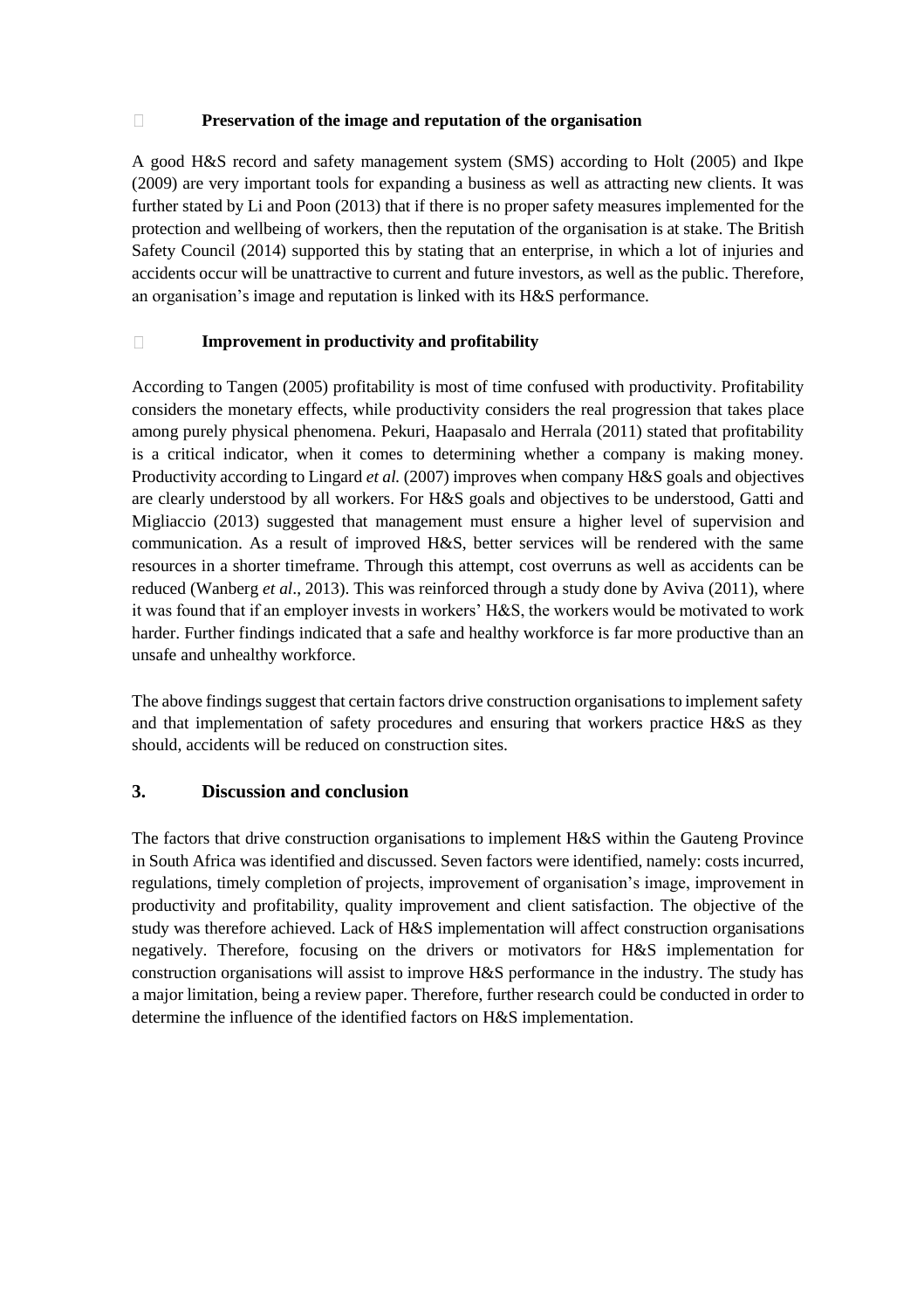- **Preservation of the image and reputation of the organisation**

A good H&S record and safety management system (SMS) according to Holt (2005) and Ikpe (2009) are very important tools for expanding a business as well as attracting new clients. It was further stated by Li and Poon (2013) that if there is no proper safety measures implemented for the protection and wellbeing of workers, then the reputation of the organisation is at stake. The British Safety Council (2014) supported this by stating that an enterprise, in which a lot of injuries and accidents occur will be unattractive to current and future investors, as well as the public. Therefore, an organisation's image and reputation is linked with its H&S performance.

- **Improvement in productivity and profitability**

According to Tangen (2005) profitability is most of time confused with productivity. Profitability considers the monetary effects, while productivity considers the real progression that takes place among purely physical phenomena. Pekuri, Haapasalo and Herrala (2011) stated that profitability is a critical indicator, when it comes to determining whether a company is making money. Productivity according to Lingard *et al.* (2007) improves when company H&S goals and objectives are clearly understood by all workers. For H&S goals and objectives to be understood, Gatti and Migliaccio (2013) suggested that management must ensure a higher level of supervision and communication. As a result of improved H&S, better services will be rendered with the same resources in a shorter timeframe. Through this attempt, cost overruns as well as accidents can be reduced (Wanberg *et al*., 2013). This was reinforced through a study done by Aviva (2011), where it was found that if an employer invests in workers' H&S, the workers would be motivated to work harder. Further findings indicated that a safe and healthy workforce is far more productive than an unsafe and unhealthy workforce.

The above findings suggest that certain factors drive construction organisations to implement safety and that implementation of safety procedures and ensuring that workers practice H&S as they should, accidents will be reduced on construction sites.

## 3. Discussion and conclusion

The factors that drive construction organisations to implement H&S within the Gauteng Province in South Africa was identified and discussed. Seven factors were identified, namely: costs incurred, regulations, timely completion of projects, improvement of organisation's image, improvement in productivity and profitability, quality improvement and client satisfaction. The objective of the study was therefore achieved. Lack of H&S implementation will affect construction organisations negatively. Therefore, focusing on the drivers or motivators for H&S implementation for construction organisations will assist to improve H&S performance in the industry. The study has a major limitation, being a review paper. Therefore, further research could be conducted in order to determine the influence of the identified factors on H&S implementation.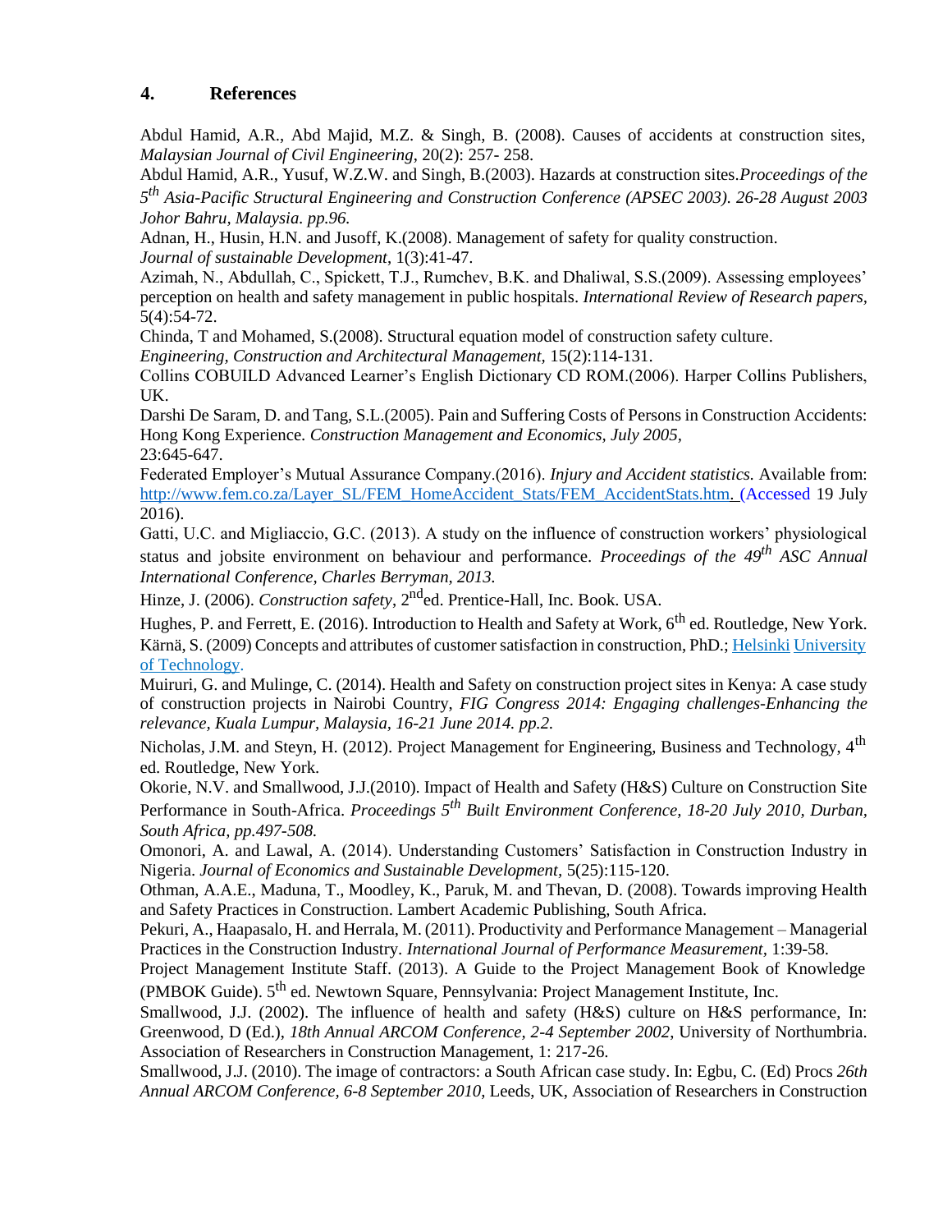## 4. References

Abdul Hamid, A.R., Abd Majid, M.Z. & Singh, B. (2008). Causes of accidents at construction sites, *Malaysian Journal of Civil Engineering*, 20(2): 257- 258.

Abdul Hamid, A.R., Yusuf, W.Z.W. and Singh, B.(2003). Hazards at construction sites.*Proceedings of the 5th Asia-Pacific Structural Engineering and Construction Conference (APSEC 2003). 26-28 August 2003 Johor Bahru, Malaysia. pp.96.*

Adnan, H., Husin, H.N. and Jusoff, K.(2008). Management of safety for quality construction. *Journal of sustainable Development*, 1(3):41-47.

Azimah, N., Abdullah, C., Spickett, T.J., Rumchev, B.K. and Dhaliwal, S.S.(2009). Assessing employees' perception on health and safety management in public hospitals. *International Review of Research papers,* 5(4):54-72.

Chinda, T and Mohamed, S.(2008). Structural equation model of construction safety culture. *Engineering, Construction and Architectural Management,* 15(2):114-131.

Collins COBUILD Advanced Learner's English Dictionary CD ROM.(2006). Harper Collins Publishers, UK.

Darshi De Saram, D. and Tang, S.L.(2005). Pain and Suffering Costs of Persons in Construction Accidents: Hong Kong Experience. *Construction Management and Economics, July 2005,* 23:645-647.

Federated Employer's Mutual Assurance Company.(2016). *Injury and Accident statistics.* Available from: http://www.fem.co.za/Layer_SL/FEM_HomeAccident_Stats/FEM_AccidentStats.htm. (Accessed 19 July 2016).

Gatti, U.C. and Migliaccio, G.C. (2013). A study on the influence of construction workers' physiological status and jobsite environment on behaviour and performance. *Proceedings of the 49th ASC Annual International Conference, Charles Berryman, 2013.*

Hinze, J. (2006). *Construction safety*, 2nd ed. Prentice-Hall, Inc. Book. USA.

Hughes, P. and Ferrett, E. (2016). Introduction to Health and Safety at Work, 6th ed. Routledge, New York.

Kärnä, S. (2009) Concepts and attributes of customer satisfaction in construction, PhD.; Helsinki University of Technology.

Muiruri, G. and Mulinge, C. (2014). Health and Safety on construction project sites in Kenya: A case study of construction projects in Nairobi Country, *FIG Congress 2014: Engaging challenges-Enhancing the relevance, Kuala Lumpur, Malaysia, 16-21 June 2014. pp.2.*

Nicholas, J.M. and Steyn, H. (2012). Project Management for Engineering, Business and Technology, 4th ed. Routledge, New York.

Okorie, N.V. and Smallwood, J.J.(2010). Impact of Health and Safety (H&S) Culture on Construction Site Performance in South-Africa. *Proceedings 5th Built Environment Conference, 18-20 July 2010, Durban, South Africa, pp.497-508.*

Omonori, A. and Lawal, A. (2014). Understanding Customers' Satisfaction in Construction Industry in Nigeria. *Journal of Economics and Sustainable Development*, 5(25):115-120.

Othman, A.A.E., Maduna, T., Moodley, K., Paruk, M. and Thevan, D. (2008). Towards improving Health and Safety Practices in Construction. Lambert Academic Publishing, South Africa.

Pekuri, A., Haapasalo, H. and Herrala, M. (2011). Productivity and Performance Management – Managerial Practices in the Construction Industry. *International Journal of Performance Measurement,* 1:39-58.

Project Management Institute Staff. (2013). A Guide to the Project Management Book of Knowledge (PMBOK Guide). 5th ed. Newtown Square, Pennsylvania: Project Management Institute, Inc.

Smallwood, J.J. (2002). The influence of health and safety (H&S) culture on H&S performance, In: Greenwood, D (Ed.), *18th Annual ARCOM Conference, 2-4 September 2002*, University of Northumbria. Association of Researchers in Construction Management, 1: 217-26.

Smallwood, J.J. (2010). The image of contractors: a South African case study. In: Egbu, C. (Ed) Procs *26th Annual ARCOM Conference, 6-8 September 2010*, Leeds, UK, Association of Researchers in Construction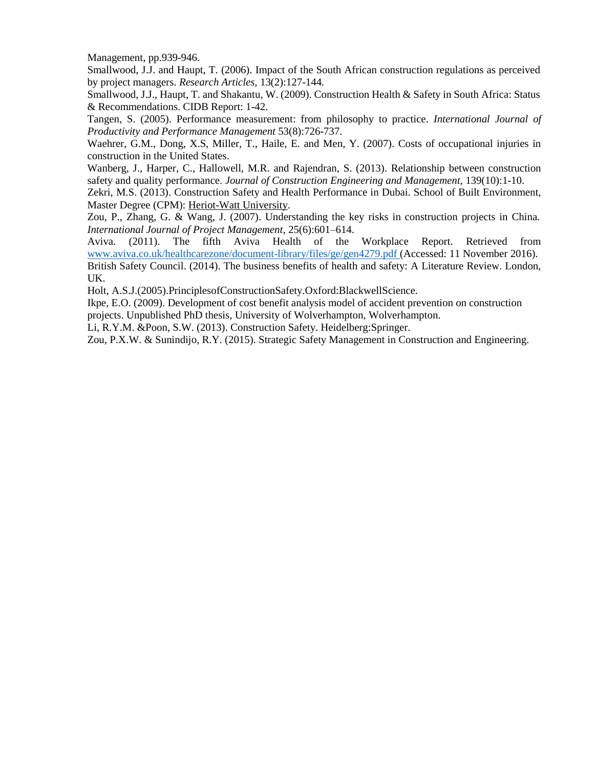Management, pp.939-946.

Smallwood, J.J. and Haupt, T. (2006). Impact of the South African construction regulations as perceived by project managers. *Research Articles,* 13(2):127-144.

Smallwood, J.J., Haupt, T. and Shakantu, W. (2009). Construction Health & Safety in South Africa: Status & Recommendations. CIDB Report: 1-42.

Tangen, S. (2005). Performance measurement: from philosophy to practice. *International Journal of Productivity and Performance Management* 53(8):726-737.

Waehrer, G.M., Dong, X.S, Miller, T., Haile, E. and Men, Y. (2007). Costs of occupational injuries in construction in the United States.

Wanberg, J., Harper, C., Hallowell, M.R. and Rajendran, S. (2013). Relationship between construction safety and quality performance. *Journal of Construction Engineering and Management,* 139(10):1-10.

Zekri, M.S. (2013). Construction Safety and Health Performance in Dubai. School of Built Environment, Master Degree (CPM): Heriot-Watt University.

Zou, P., Zhang, G. & Wang, J. (2007). Understanding the key risks in construction projects in China. *International Journal of Project Management,* 25(6):601–614.

Aviva. (2011). The fifth Aviva Health of the Workplace Report. Retrieved from www.aviva.co.uk/healthcarezone/document-library/files/ge/gen4279.pdf (Accessed: 11 November 2016).

British Safety Council. (2014). The business benefits of health and safety: A Literature Review. London, UK.

Holt, A.S.J.(2005).PrinciplesofConstructionSafety.Oxford:BlackwellScience.

Ikpe, E.O. (2009). Development of cost benefit analysis model of accident prevention on construction projects. Unpublished PhD thesis, University of Wolverhampton, Wolverhampton.

Li, R.Y.M. &Poon, S.W. (2013). Construction Safety. Heidelberg:Springer.

Zou, P.X.W. & Sunindijo, R.Y. (2015). Strategic Safety Management in Construction and Engineering.